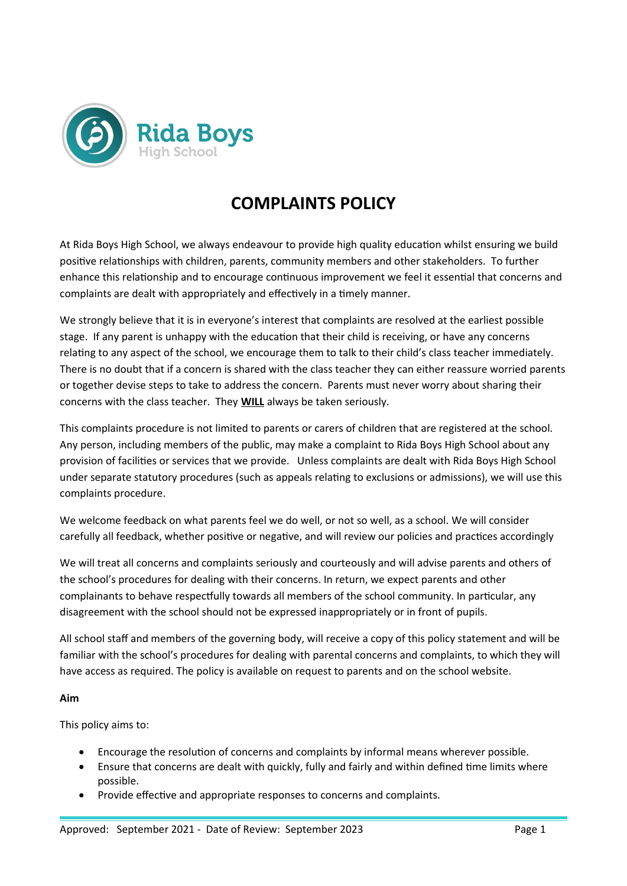Rida Boys
High School

# COMPLAINTS POLICY

At Rida Boys High School, we always endeavour to provide high quality education whilst ensuring we build positive relationships with children, parents, community members and other stakeholders. To further enhance this relationship and to encourage continuous improvement we feel it essential that concerns and complaints are dealt with appropriately and effectively in a timely manner.

We strongly believe that it is in everyone's interest that complaints are resolved at the earliest possible stage. If any parent is unhappy with the education that their child is receiving, or have any concerns relating to any aspect of the school, we encourage them to talk to their child's class teacher immediately. There is no doubt that if a concern is shared with the class teacher they can either reassure worried parents or together devise steps to take to address the concern. Parents must never worry about sharing their concerns with the class teacher. They **WILL** always be taken seriously.

This complaints procedure is not limited to parents or carers of children that are registered at the school. Any person, including members of the public, may make a complaint to Rida Boys High School about any provision of facilities or services that we provide. Unless complaints are dealt with Rida Boys High School under separate statutory procedures (such as appeals relating to exclusions or admissions), we will use this complaints procedure.

We welcome feedback on what parents feel we do well, or not so well, as a school. We will consider carefully all feedback, whether positive or negative, and will review our policies and practices accordingly

We will treat all concerns and complaints seriously and courteously and will advise parents and others of the school's procedures for dealing with their concerns. In return, we expect parents and other complainants to behave respectfully towards all members of the school community. In particular, any disagreement with the school should not be expressed inappropriately or in front of pupils.

All school staff and members of the governing body, will receive a copy of this policy statement and will be familiar with the school's procedures for dealing with parental concerns and complaints, to which they will have access as required. The policy is available on request to parents and on the school website.

**Aim**

This policy aims to:

- Encourage the resolution of concerns and complaints by informal means wherever possible.
- Ensure that concerns are dealt with quickly, fully and fairly and within defined time limits where possible.
- Provide effective and appropriate responses to concerns and complaints.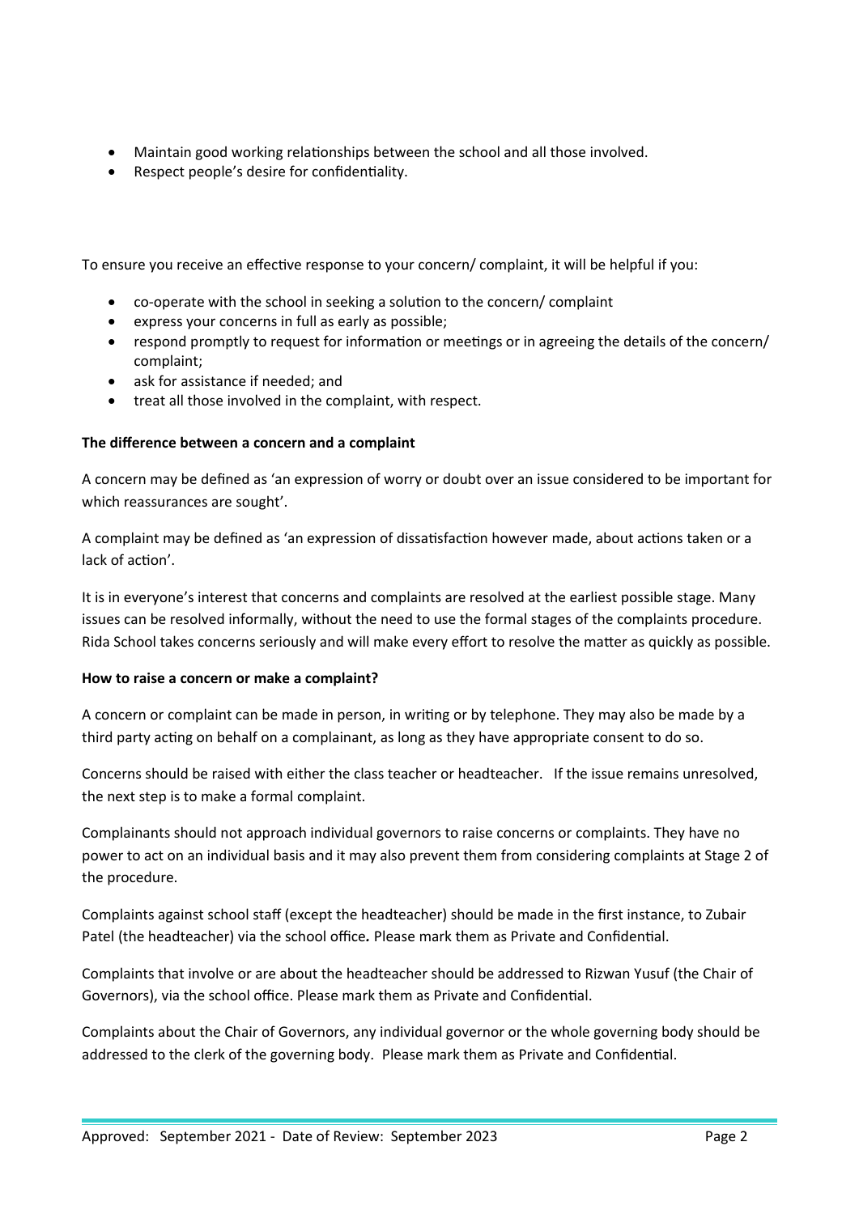- Maintain good working relationships between the school and all those involved.
- Respect people's desire for confidentiality.

To ensure you receive an effective response to your concern/ complaint, it will be helpful if you:

- co-operate with the school in seeking a solution to the concern/ complaint
- express your concerns in full as early as possible;
- respond promptly to request for information or meetings or in agreeing the details of the concern/ complaint;
- ask for assistance if needed; and
- treat all those involved in the complaint, with respect.

**The difference between a concern and a complaint**

A concern may be defined as 'an expression of worry or doubt over an issue considered to be important for which reassurances are sought'.

A complaint may be defined as 'an expression of dissatisfaction however made, about actions taken or a lack of action'.

It is in everyone's interest that concerns and complaints are resolved at the earliest possible stage. Many issues can be resolved informally, without the need to use the formal stages of the complaints procedure. Rida School takes concerns seriously and will make every effort to resolve the matter as quickly as possible.

**How to raise a concern or make a complaint?**

A concern or complaint can be made in person, in writing or by telephone. They may also be made by a third party acting on behalf on a complainant, as long as they have appropriate consent to do so.

Concerns should be raised with either the class teacher or headteacher. If the issue remains unresolved, the next step is to make a formal complaint.

Complainants should not approach individual governors to raise concerns or complaints. They have no power to act on an individual basis and it may also prevent them from considering complaints at Stage 2 of the procedure.

Complaints against school staff (except the headteacher) should be made in the first instance, to Zubair Patel (the headteacher) via the school office*.* Please mark them as Private and Confidential.

Complaints that involve or are about the headteacher should be addressed to Rizwan Yusuf (the Chair of Governors), via the school office. Please mark them as Private and Confidential.

Complaints about the Chair of Governors, any individual governor or the whole governing body should be addressed to the clerk of the governing body. Please mark them as Private and Confidential.

Approved: September 2021 - Date of Review: September 2023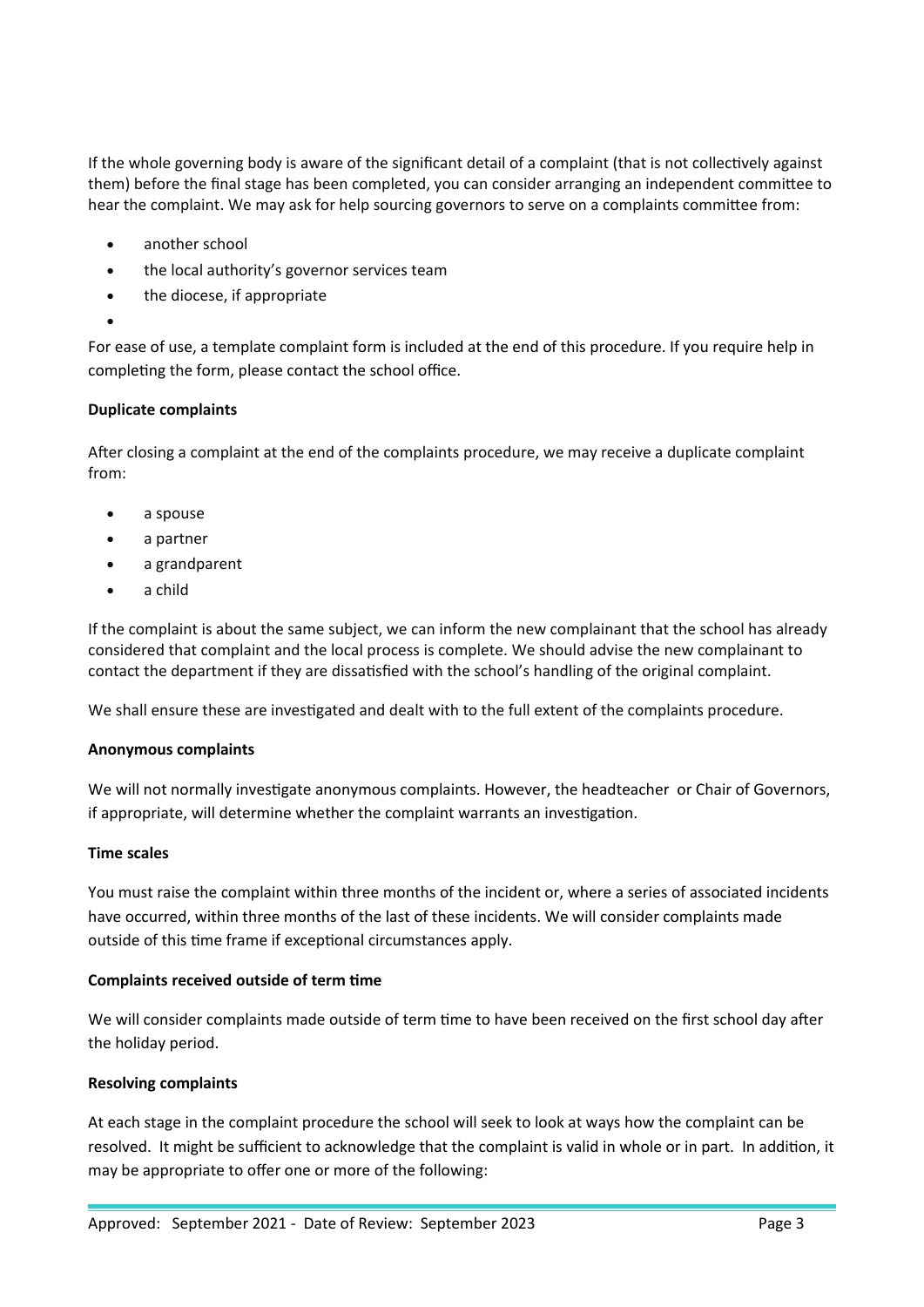If the whole governing body is aware of the significant detail of a complaint (that is not collectively against them) before the final stage has been completed, you can consider arranging an independent committee to hear the complaint. We may ask for help sourcing governors to serve on a complaints committee from:

- another school
- the local authority's governor services team
- the diocese, if appropriate

For ease of use, a template complaint form is included at the end of this procedure. If you require help in completing the form, please contact the school office.

**Duplicate complaints**

After closing a complaint at the end of the complaints procedure, we may receive a duplicate complaint from:

- a spouse
- a partner
- a grandparent
- a child

If the complaint is about the same subject, we can inform the new complainant that the school has already considered that complaint and the local process is complete. We should advise the new complainant to contact the department if they are dissatisfied with the school's handling of the original complaint.

We shall ensure these are investigated and dealt with to the full extent of the complaints procedure.

**Anonymous complaints**

We will not normally investigate anonymous complaints. However, the headteacher or Chair of Governors, if appropriate, will determine whether the complaint warrants an investigation.

**Time scales**

You must raise the complaint within three months of the incident or, where a series of associated incidents have occurred, within three months of the last of these incidents. We will consider complaints made outside of this time frame if exceptional circumstances apply.

**Complaints received outside of term time**

We will consider complaints made outside of term time to have been received on the first school day after the holiday period.

**Resolving complaints**

At each stage in the complaint procedure the school will seek to look at ways how the complaint can be resolved. It might be sufficient to acknowledge that the complaint is valid in whole or in part. In addition, it may be appropriate to offer one or more of the following:

Approved: September 2021 - Date of Review: September 2023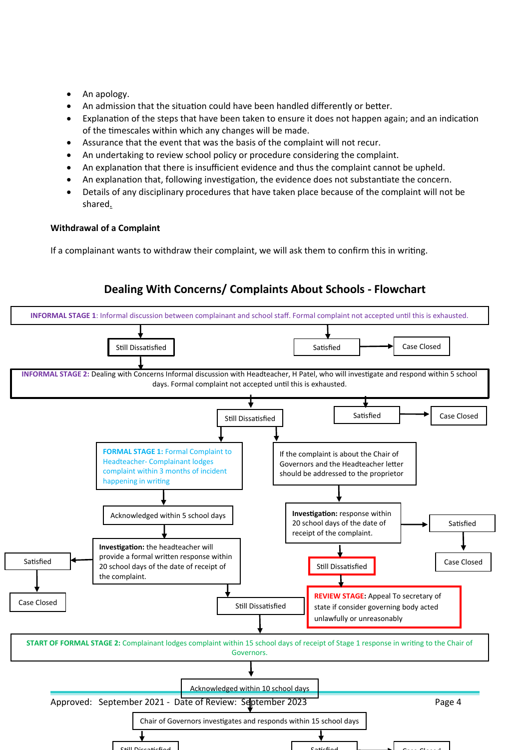- An apology.
- An admission that the situation could have been handled differently or better.
- Explanation of the steps that have been taken to ensure it does not happen again; and an indication of the timescales within which any changes will be made.
- Assurance that the event that was the basis of the complaint will not recur.
- An undertaking to review school policy or procedure considering the complaint.
- An explanation that there is insufficient evidence and thus the complaint cannot be upheld.
- An explanation that, following investigation, the evidence does not substantiate the concern.
- Details of any disciplinary procedures that have taken place because of the complaint will not be shared.

**Withdrawal of a Complaint**

If a complainant wants to withdraw their complaint, we will ask them to confirm this in writing.

## Dealing With Concerns/ Complaints About Schools - Flowchart

**INFORMAL STAGE 1**: Informal discussion between complainant and school staff. Formal complaint not accepted until this is exhausted.

- Satisfied → Case Closed
- Still Dissatisfied ↓

**INFORMAL STAGE 2:** Dealing with Concerns Informal discussion with Headteacher, H Patel, who will investigate and respond within 5 school days. Formal complaint not accepted until this is exhausted.

- Satisfied → Case Closed
- Still Dissatisfied ↓

**FORMAL STAGE 1:** Formal Complaint to Headteacher- Complainant lodges complaint within 3 months of incident happening in writing

Acknowledged within 5 school days

**Investigation:** the headteacher will provide a formal written response within 20 school days of the date of receipt of the complaint.

- Satisfied → Case Closed
- Still Dissatisfied ↓

If the complaint is about the Chair of Governors and the Headteacher letter should be addressed to the proprietor

**Investigation:** response within 20 school days of the date of receipt of the complaint.

- Satisfied → Case Closed
- Still Dissatisfied ↓

**REVIEW STAGE:** Appeal To secretary of state if consider governing body acted unlawfully or unreasonably

**START OF FORMAL STAGE 2:** Complainant lodges complaint within 15 school days of receipt of Stage 1 response in writing to the Chair of Governors.

Acknowledged within 10 school days

Chair of Governors investigates and responds within 15 school days

- Still Dissatisfied
- Satisfied → Case Closed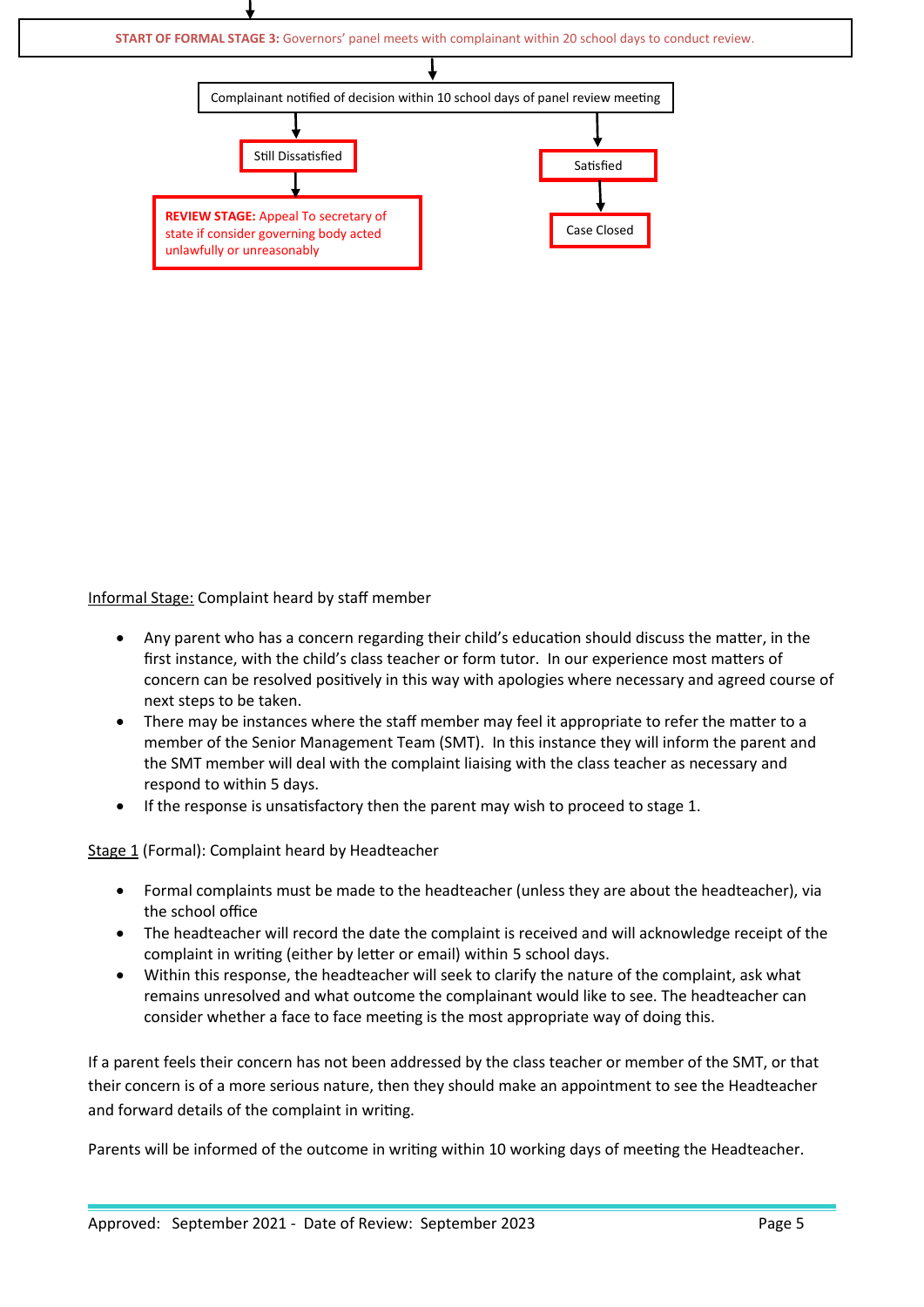**START OF FORMAL STAGE 3:** Governors' panel meets with complainant within 20 school days to conduct review.

↓

Complainant notified of decision within 10 school days of panel review meeting

↓

- Still Dissatisfied → **REVIEW STAGE:** Appeal To secretary of state if consider governing body acted unlawfully or unreasonably
- Satisfied → Case Closed

Informal Stage: Complaint heard by staff member

- Any parent who has a concern regarding their child's education should discuss the matter, in the first instance, with the child's class teacher or form tutor. In our experience most matters of concern can be resolved positively in this way with apologies where necessary and agreed course of next steps to be taken.
- There may be instances where the staff member may feel it appropriate to refer the matter to a member of the Senior Management Team (SMT). In this instance they will inform the parent and the SMT member will deal with the complaint liaising with the class teacher as necessary and respond to within 5 days.
- If the response is unsatisfactory then the parent may wish to proceed to stage 1.

Stage 1 (Formal): Complaint heard by Headteacher

- Formal complaints must be made to the headteacher (unless they are about the headteacher), via the school office
- The headteacher will record the date the complaint is received and will acknowledge receipt of the complaint in writing (either by letter or email) within 5 school days.
- Within this response, the headteacher will seek to clarify the nature of the complaint, ask what remains unresolved and what outcome the complainant would like to see. The headteacher can consider whether a face to face meeting is the most appropriate way of doing this.

If a parent feels their concern has not been addressed by the class teacher or member of the SMT, or that their concern is of a more serious nature, then they should make an appointment to see the Headteacher and forward details of the complaint in writing.

Parents will be informed of the outcome in writing within 10 working days of meeting the Headteacher.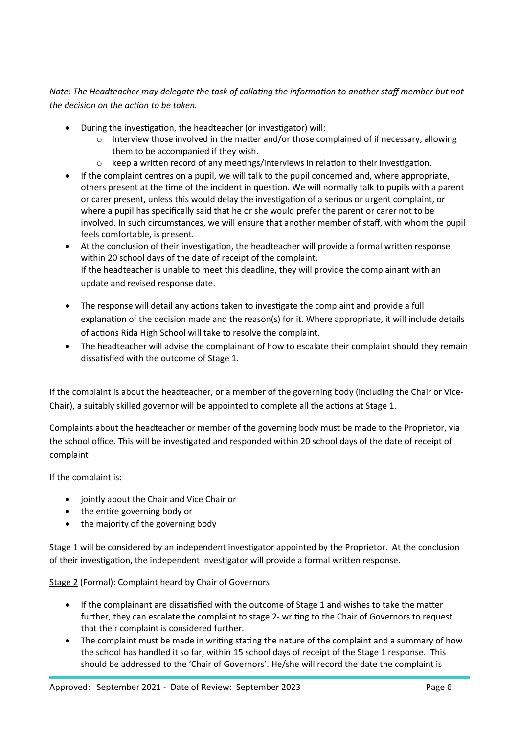*Note: The Headteacher may delegate the task of collating the information to another staff member but not the decision on the action to be taken.*

- During the investigation, the headteacher (or investigator) will:
  - Interview those involved in the matter and/or those complained of if necessary, allowing them to be accompanied if they wish.
  - keep a written record of any meetings/interviews in relation to their investigation.
- If the complaint centres on a pupil, we will talk to the pupil concerned and, where appropriate, others present at the time of the incident in question. We will normally talk to pupils with a parent or carer present, unless this would delay the investigation of a serious or urgent complaint, or where a pupil has specifically said that he or she would prefer the parent or carer not to be involved. In such circumstances, we will ensure that another member of staff, with whom the pupil feels comfortable, is present.
- At the conclusion of their investigation, the headteacher will provide a formal written response within 20 school days of the date of receipt of the complaint.
  If the headteacher is unable to meet this deadline, they will provide the complainant with an update and revised response date.
- The response will detail any actions taken to investigate the complaint and provide a full explanation of the decision made and the reason(s) for it. Where appropriate, it will include details of actions Rida High School will take to resolve the complaint.
- The headteacher will advise the complainant of how to escalate their complaint should they remain dissatisfied with the outcome of Stage 1.

If the complaint is about the headteacher, or a member of the governing body (including the Chair or Vice-Chair), a suitably skilled governor will be appointed to complete all the actions at Stage 1.

Complaints about the headteacher or member of the governing body must be made to the Proprietor, via the school office. This will be investigated and responded within 20 school days of the date of receipt of complaint

If the complaint is:

- jointly about the Chair and Vice Chair or
- the entire governing body or
- the majority of the governing body

Stage 1 will be considered by an independent investigator appointed by the Proprietor. At the conclusion of their investigation, the independent investigator will provide a formal written response.

<u>Stage 2</u> (Formal): Complaint heard by Chair of Governors

- If the complainant are dissatisfied with the outcome of Stage 1 and wishes to take the matter further, they can escalate the complaint to stage 2- writing to the Chair of Governors to request that their complaint is considered further.
- The complaint must be made in writing stating the nature of the complaint and a summary of how the school has handled it so far, within 15 school days of receipt of the Stage 1 response. This should be addressed to the 'Chair of Governors'. He/she will record the date the complaint is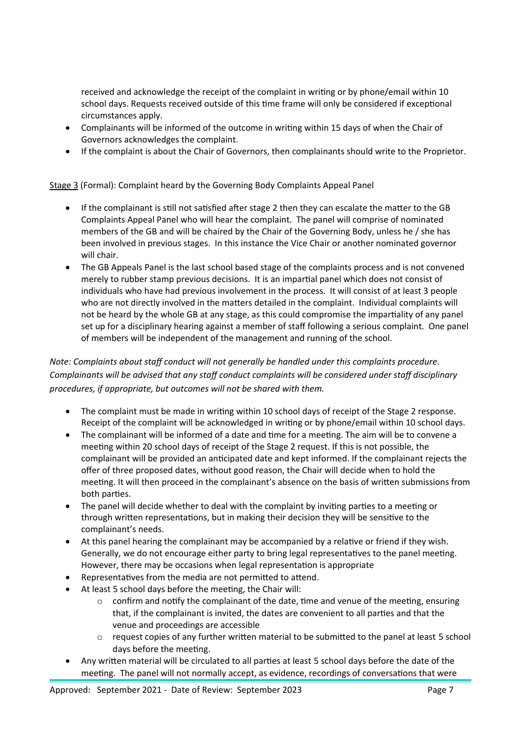received and acknowledge the receipt of the complaint in writing or by phone/email within 10 school days. Requests received outside of this time frame will only be considered if exceptional circumstances apply.

- Complainants will be informed of the outcome in writing within 15 days of when the Chair of Governors acknowledges the complaint.
- If the complaint is about the Chair of Governors, then complainants should write to the Proprietor.

Stage 3 (Formal): Complaint heard by the Governing Body Complaints Appeal Panel

- If the complainant is still not satisfied after stage 2 then they can escalate the matter to the GB Complaints Appeal Panel who will hear the complaint. The panel will comprise of nominated members of the GB and will be chaired by the Chair of the Governing Body, unless he / she has been involved in previous stages. In this instance the Vice Chair or another nominated governor will chair.
- The GB Appeals Panel is the last school based stage of the complaints process and is not convened merely to rubber stamp previous decisions. It is an impartial panel which does not consist of individuals who have had previous involvement in the process. It will consist of at least 3 people who are not directly involved in the matters detailed in the complaint. Individual complaints will not be heard by the whole GB at any stage, as this could compromise the impartiality of any panel set up for a disciplinary hearing against a member of staff following a serious complaint. One panel of members will be independent of the management and running of the school.

*Note: Complaints about staff conduct will not generally be handled under this complaints procedure. Complainants will be advised that any staff conduct complaints will be considered under staff disciplinary procedures, if appropriate, but outcomes will not be shared with them.*

- The complaint must be made in writing within 10 school days of receipt of the Stage 2 response. Receipt of the complaint will be acknowledged in writing or by phone/email within 10 school days.
- The complainant will be informed of a date and time for a meeting. The aim will be to convene a meeting within 20 school days of receipt of the Stage 2 request. If this is not possible, the complainant will be provided an anticipated date and kept informed. If the complainant rejects the offer of three proposed dates, without good reason, the Chair will decide when to hold the meeting. It will then proceed in the complainant's absence on the basis of written submissions from both parties.
- The panel will decide whether to deal with the complaint by inviting parties to a meeting or through written representations, but in making their decision they will be sensitive to the complainant's needs.
- At this panel hearing the complainant may be accompanied by a relative or friend if they wish. Generally, we do not encourage either party to bring legal representatives to the panel meeting. However, there may be occasions when legal representation is appropriate
- Representatives from the media are not permitted to attend.
- At least 5 school days before the meeting, the Chair will:
  - confirm and notify the complainant of the date, time and venue of the meeting, ensuring that, if the complainant is invited, the dates are convenient to all parties and that the venue and proceedings are accessible
  - request copies of any further written material to be submitted to the panel at least 5 school days before the meeting.
- Any written material will be circulated to all parties at least 5 school days before the date of the meeting. The panel will not normally accept, as evidence, recordings of conversations that were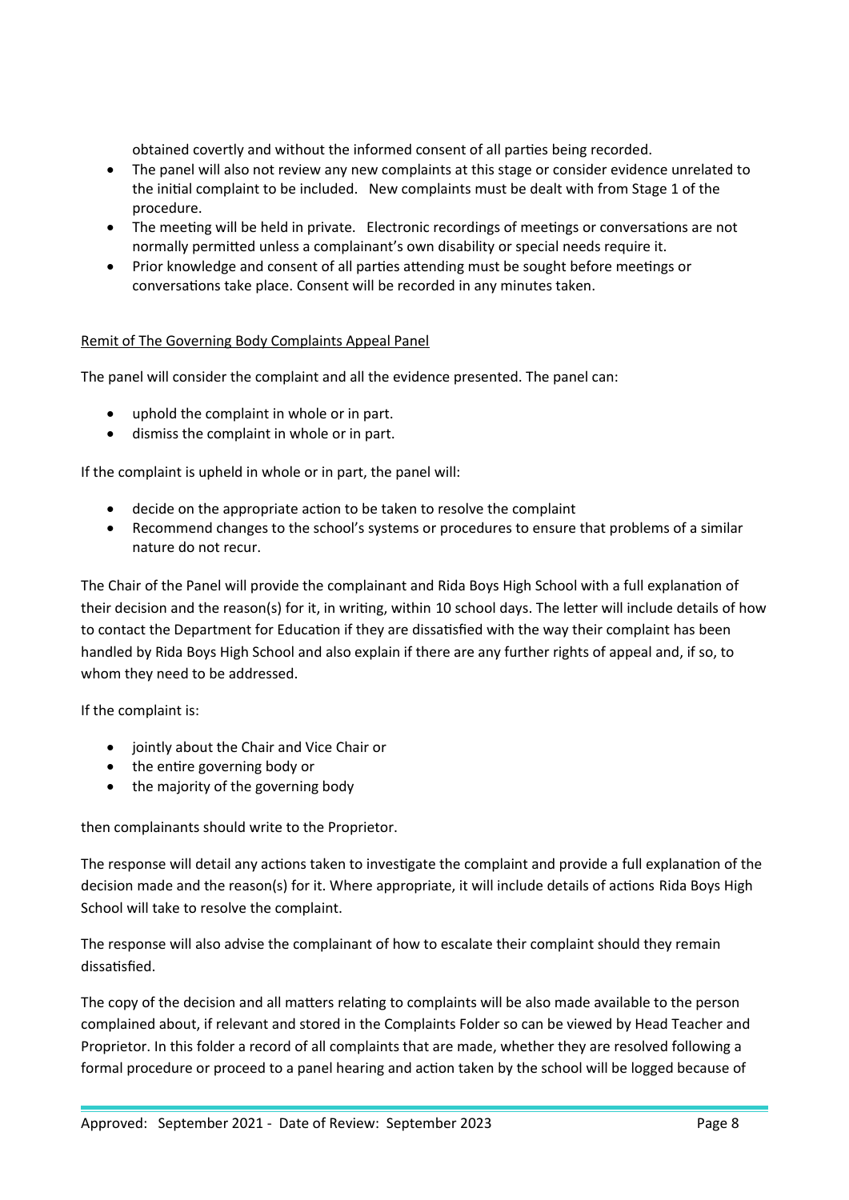obtained covertly and without the informed consent of all parties being recorded.

- The panel will also not review any new complaints at this stage or consider evidence unrelated to the initial complaint to be included. New complaints must be dealt with from Stage 1 of the procedure.
- The meeting will be held in private. Electronic recordings of meetings or conversations are not normally permitted unless a complainant's own disability or special needs require it.
- Prior knowledge and consent of all parties attending must be sought before meetings or conversations take place. Consent will be recorded in any minutes taken.

Remit of The Governing Body Complaints Appeal Panel

The panel will consider the complaint and all the evidence presented. The panel can:

- uphold the complaint in whole or in part.
- dismiss the complaint in whole or in part.

If the complaint is upheld in whole or in part, the panel will:

- decide on the appropriate action to be taken to resolve the complaint
- Recommend changes to the school's systems or procedures to ensure that problems of a similar nature do not recur.

The Chair of the Panel will provide the complainant and Rida Boys High School with a full explanation of their decision and the reason(s) for it, in writing, within 10 school days. The letter will include details of how to contact the Department for Education if they are dissatisfied with the way their complaint has been handled by Rida Boys High School and also explain if there are any further rights of appeal and, if so, to whom they need to be addressed.

If the complaint is:

- jointly about the Chair and Vice Chair or
- the entire governing body or
- the majority of the governing body

then complainants should write to the Proprietor.

The response will detail any actions taken to investigate the complaint and provide a full explanation of the decision made and the reason(s) for it. Where appropriate, it will include details of actions Rida Boys High School will take to resolve the complaint.

The response will also advise the complainant of how to escalate their complaint should they remain dissatisfied.

The copy of the decision and all matters relating to complaints will be also made available to the person complained about, if relevant and stored in the Complaints Folder so can be viewed by Head Teacher and Proprietor. In this folder a record of all complaints that are made, whether they are resolved following a formal procedure or proceed to a panel hearing and action taken by the school will be logged because of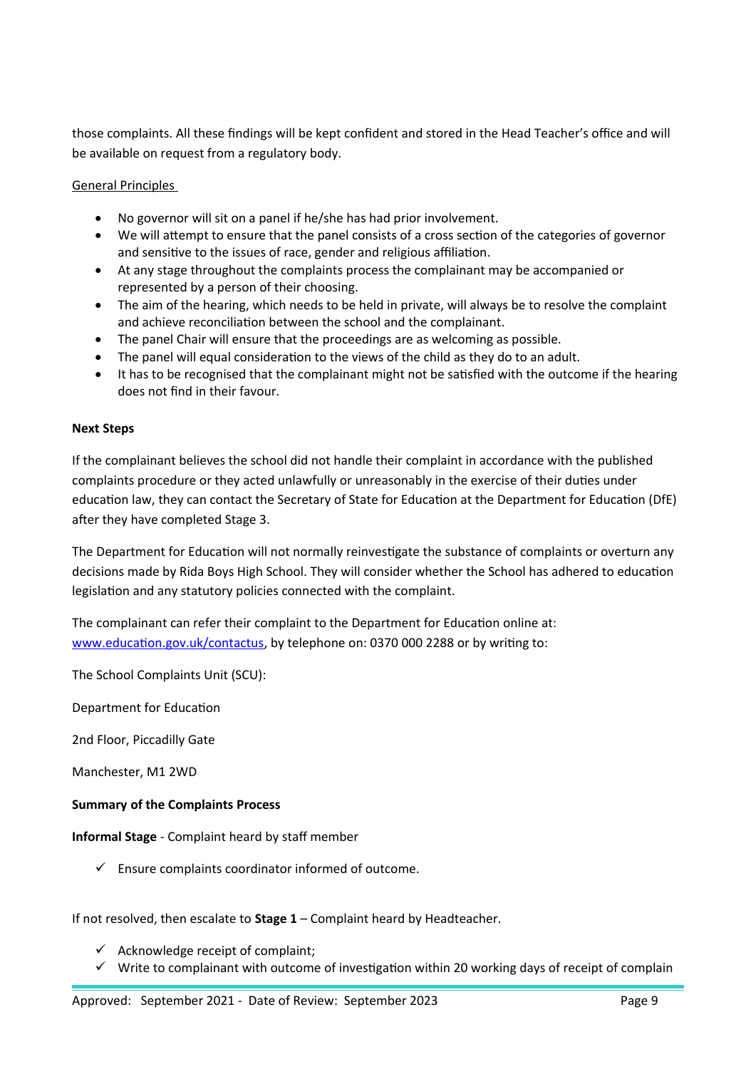those complaints. All these findings will be kept confident and stored in the Head Teacher's office and will be available on request from a regulatory body.

General Principles

- No governor will sit on a panel if he/she has had prior involvement.
- We will attempt to ensure that the panel consists of a cross section of the categories of governor and sensitive to the issues of race, gender and religious affiliation.
- At any stage throughout the complaints process the complainant may be accompanied or represented by a person of their choosing.
- The aim of the hearing, which needs to be held in private, will always be to resolve the complaint and achieve reconciliation between the school and the complainant.
- The panel Chair will ensure that the proceedings are as welcoming as possible.
- The panel will equal consideration to the views of the child as they do to an adult.
- It has to be recognised that the complainant might not be satisfied with the outcome if the hearing does not find in their favour.

**Next Steps**

If the complainant believes the school did not handle their complaint in accordance with the published complaints procedure or they acted unlawfully or unreasonably in the exercise of their duties under education law, they can contact the Secretary of State for Education at the Department for Education (DfE) after they have completed Stage 3.

The Department for Education will not normally reinvestigate the substance of complaints or overturn any decisions made by Rida Boys High School. They will consider whether the School has adhered to education legislation and any statutory policies connected with the complaint.

The complainant can refer their complaint to the Department for Education online at: www.education.gov.uk/contactus, by telephone on: 0370 000 2288 or by writing to:

The School Complaints Unit (SCU):

Department for Education

2nd Floor, Piccadilly Gate

Manchester, M1 2WD

**Summary of the Complaints Process**

**Informal Stage** - Complaint heard by staff member

- ✓ Ensure complaints coordinator informed of outcome.

If not resolved, then escalate to **Stage 1** – Complaint heard by Headteacher.

- ✓ Acknowledge receipt of complaint;
- ✓ Write to complainant with outcome of investigation within 20 working days of receipt of complain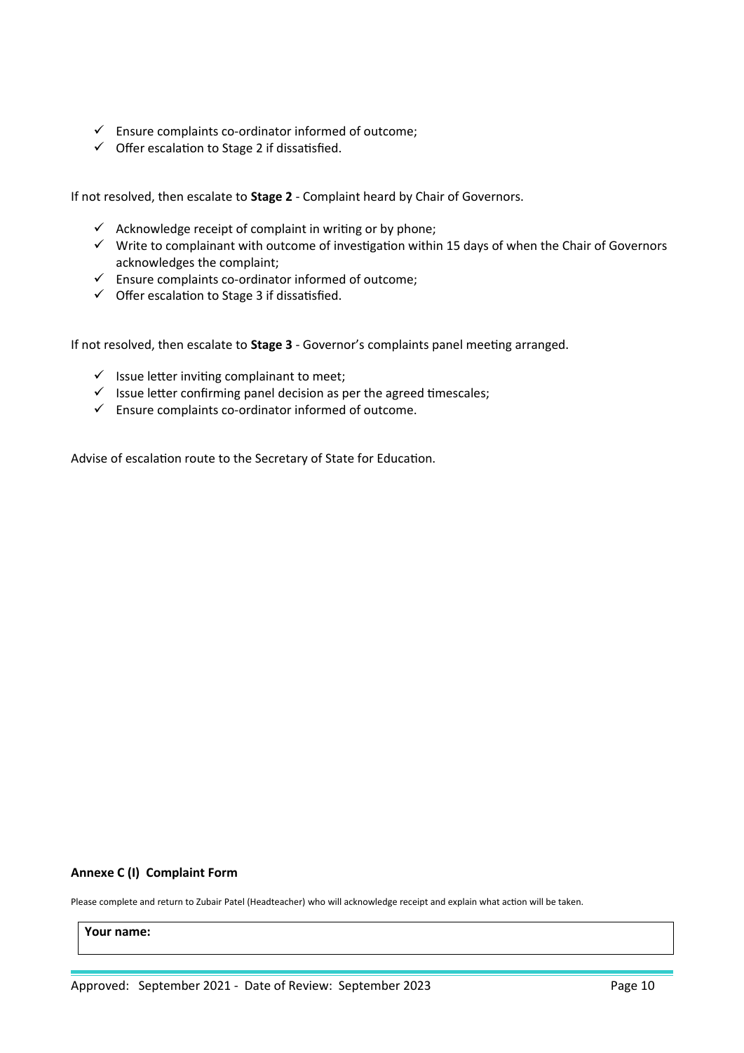- ✓ Ensure complaints co-ordinator informed of outcome;
- ✓ Offer escalation to Stage 2 if dissatisfied.

If not resolved, then escalate to **Stage 2** - Complaint heard by Chair of Governors.

- ✓ Acknowledge receipt of complaint in writing or by phone;
- ✓ Write to complainant with outcome of investigation within 15 days of when the Chair of Governors acknowledges the complaint;
- ✓ Ensure complaints co-ordinator informed of outcome;
- ✓ Offer escalation to Stage 3 if dissatisfied.

If not resolved, then escalate to **Stage 3** - Governor's complaints panel meeting arranged.

- ✓ Issue letter inviting complainant to meet;
- ✓ Issue letter confirming panel decision as per the agreed timescales;
- ✓ Ensure complaints co-ordinator informed of outcome.

Advise of escalation route to the Secretary of State for Education.

**Annexe C (I) Complaint Form**

Please complete and return to Zubair Patel (Headteacher) who will acknowledge receipt and explain what action will be taken.

| **Your name:** |
| --- |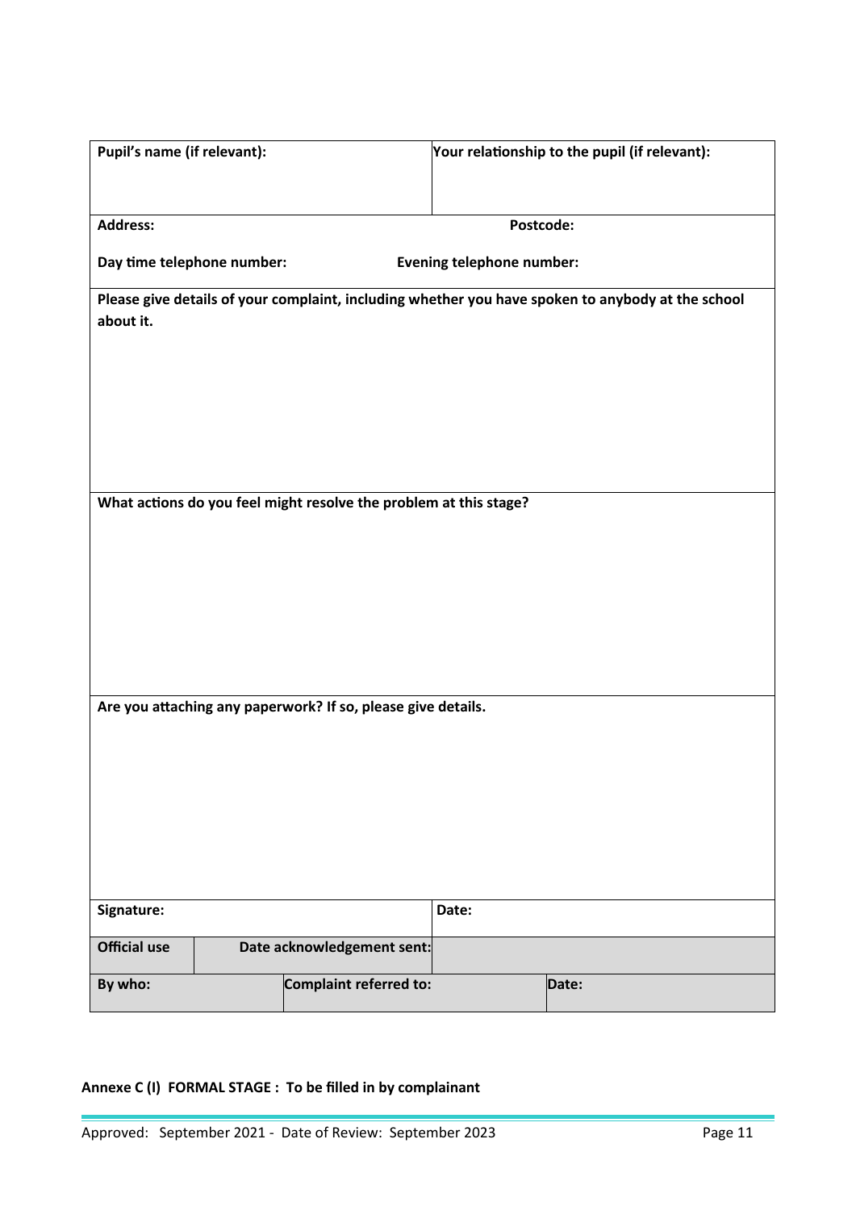| **Pupil's name (if relevant):** | **Your relationship to the pupil (if relevant):** |
|---|---|
| **Address:** | **Postcode:** |
| **Day time telephone number:** | **Evening telephone number:** |

**Please give details of your complaint, including whether you have spoken to anybody at the school about it.**

**What actions do you feel might resolve the problem at this stage?**

**Are you attaching any paperwork? If so, please give details.**

| **Signature:** | **Date:** |
|---|---|

| **Official use** | **Date acknowledgement sent:** | |
|---|---|---|
| **By who:** | **Complaint referred to:** | **Date:** |

**Annexe C (I) FORMAL STAGE : To be filled in by complainant**

Approved: September 2021 - Date of Review: September 2023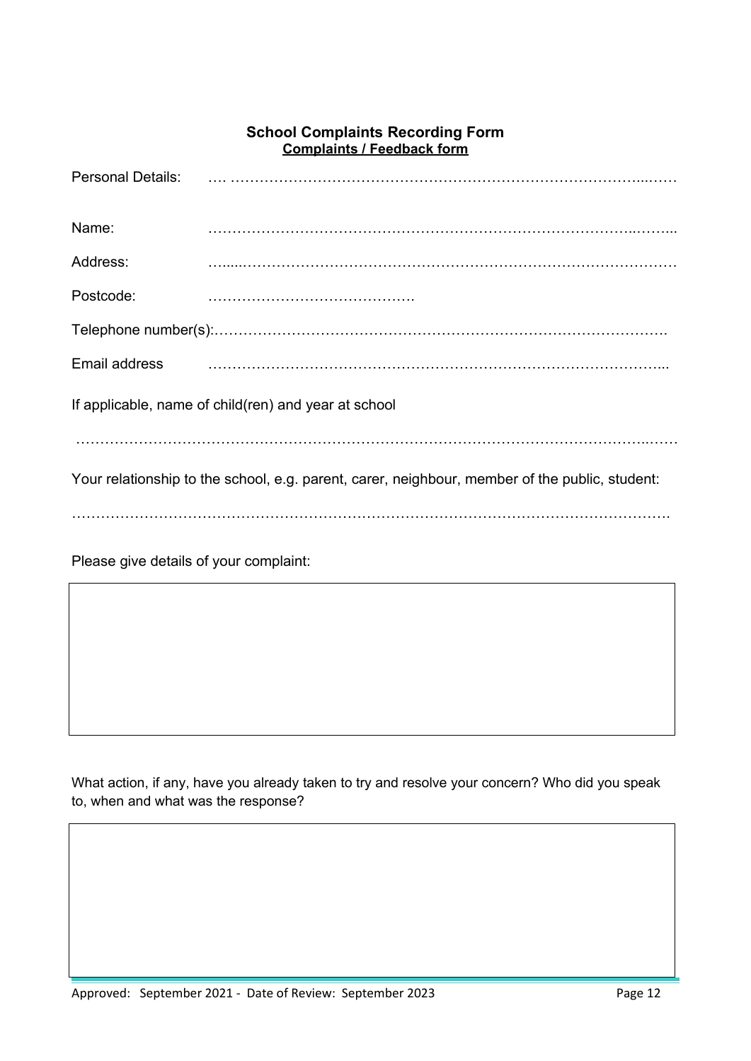**School Complaints Recording Form**

**Complaints / Feedback form**

Personal Details: …. ……………………………………………………………………………...……

Name: …………………………………………………………………………..……...

Address: …....…………………………………………………………………………………

Postcode: …………………………………….

Telephone number(s):…………………………………………………………….……………….

Email address ……………………………………………………………………………...

If applicable, name of child(ren) and year at school

……………………………………………………………………………………………….……..……

Your relationship to the school, e.g. parent, carer, neighbour, member of the public, student:

……………………………………………………………………………………………………….

Please give details of your complaint:

What action, if any, have you already taken to try and resolve your concern? Who did you speak to, when and what was the response?

Approved: September 2021 - Date of Review: September 2023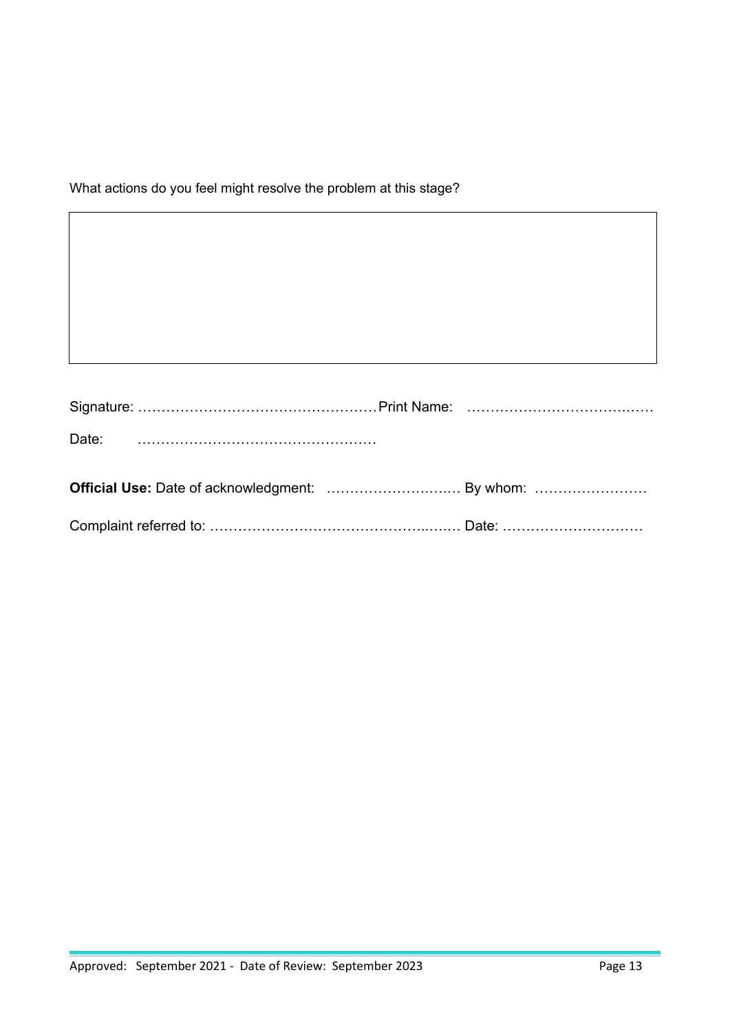What actions do you feel might resolve the problem at this stage?

|   |
|---|
|   |

Signature: ……………………………………………Print Name: …………………………………

Date: ……………………………………………

**Official Use:** Date of acknowledgment: ………………………… By whom: ……………………

Complaint referred to: ………………………………………..…… Date: …………………………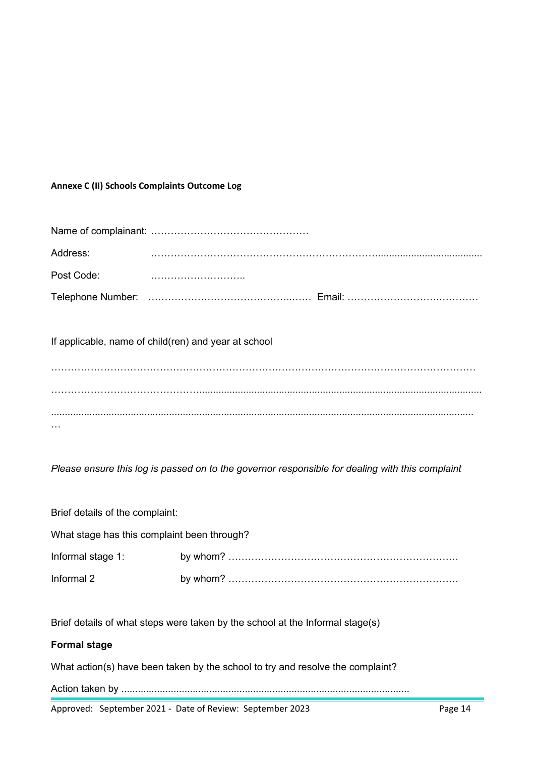**Annexe C (II) Schools Complaints Outcome Log**

Name of complainant: …………………………………………

Address: ………………………………………………………….....................................

Post Code: ………………………..

Telephone Number: ……………………………………..…… Email: ……………………….…………

If applicable, name of child(ren) and year at school

…………………………………………………………………………………………………………

……………………………………..........................................................................................................

...........................................................................................................................................…

*Please ensure this log is passed on to the governor responsible for dealing with this complaint*

Brief details of the complaint:

What stage has this complaint been through?

Informal stage 1: by whom? …………………………………………………………….

Informal 2 by whom? …………………………………………………………….

Brief details of what steps were taken by the school at the Informal stage(s)

**Formal stage**

What action(s) have been taken by the school to try and resolve the complaint?

Action taken by ........................................................................................................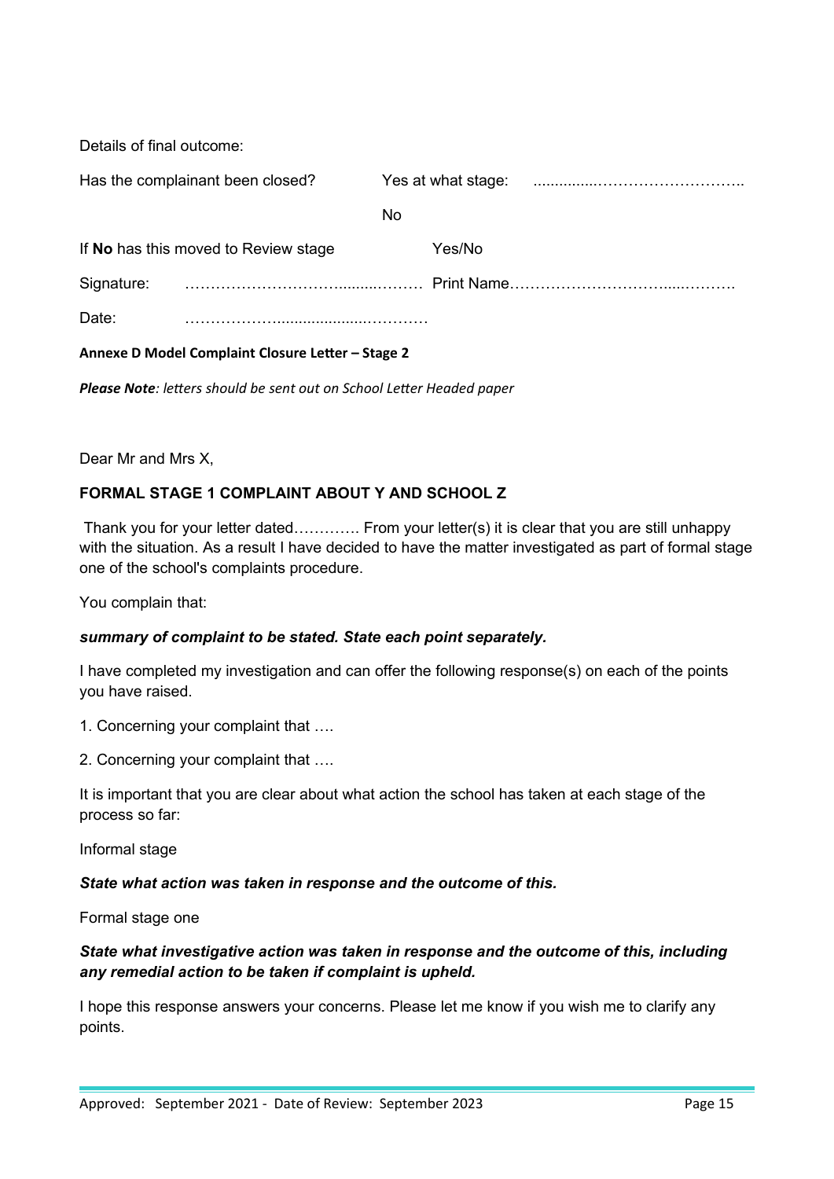Details of final outcome:

Has the complainant been closed? Yes at what stage: ...............………………………..

No

If **No** has this moved to Review stage Yes/No

Signature: …………………………..........……… Print Name……………………………....……….

Date: ………………….................….………

**Annexe D Model Complaint Closure Letter – Stage 2**

***Please Note****: letters should be sent out on School Letter Headed paper*

Dear Mr and Mrs X,

**FORMAL STAGE 1 COMPLAINT ABOUT Y AND SCHOOL Z**

Thank you for your letter dated…………. From your letter(s) it is clear that you are still unhappy with the situation. As a result I have decided to have the matter investigated as part of formal stage one of the school's complaints procedure.

You complain that:

***summary of complaint to be stated. State each point separately.***

I have completed my investigation and can offer the following response(s) on each of the points you have raised.

1. Concerning your complaint that ….
2. Concerning your complaint that ….

It is important that you are clear about what action the school has taken at each stage of the process so far:

Informal stage

***State what action was taken in response and the outcome of this.***

Formal stage one

***State what investigative action was taken in response and the outcome of this, including any remedial action to be taken if complaint is upheld.***

I hope this response answers your concerns. Please let me know if you wish me to clarify any points.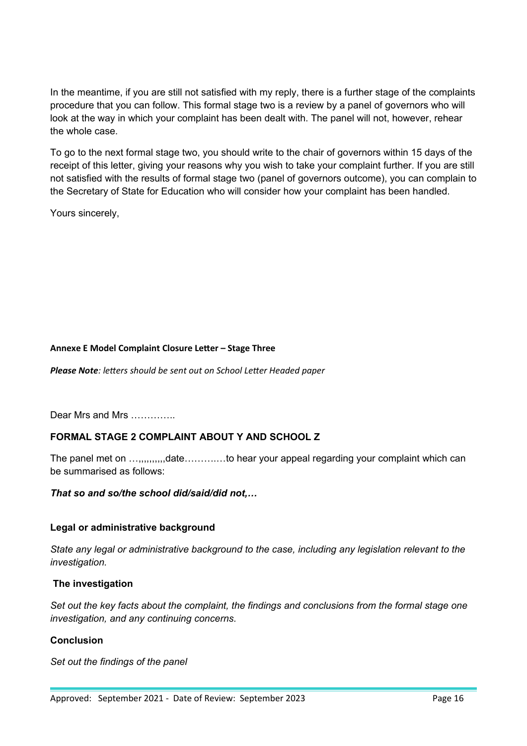In the meantime, if you are still not satisfied with my reply, there is a further stage of the complaints procedure that you can follow. This formal stage two is a review by a panel of governors who will look at the way in which your complaint has been dealt with. The panel will not, however, rehear the whole case.

To go to the next formal stage two, you should write to the chair of governors within 15 days of the receipt of this letter, giving your reasons why you wish to take your complaint further. If you are still not satisfied with the results of formal stage two (panel of governors outcome), you can complain to the Secretary of State for Education who will consider how your complaint has been handled.

Yours sincerely,

**Annexe E Model Complaint Closure Letter – Stage Three**

***Please Note****: letters should be sent out on School Letter Headed paper*

Dear Mrs and Mrs …………..

**FORMAL STAGE 2 COMPLAINT ABOUT Y AND SCHOOL Z**

The panel met on …,,,,,,,,,,date………..…to hear your appeal regarding your complaint which can be summarised as follows:

***That so and so/the school did/said/did not,…***

**Legal or administrative background**

*State any legal or administrative background to the case, including any legislation relevant to the investigation.*

**The investigation**

*Set out the key facts about the complaint, the findings and conclusions from the formal stage one investigation, and any continuing concerns.*

**Conclusion**

*Set out the findings of the panel*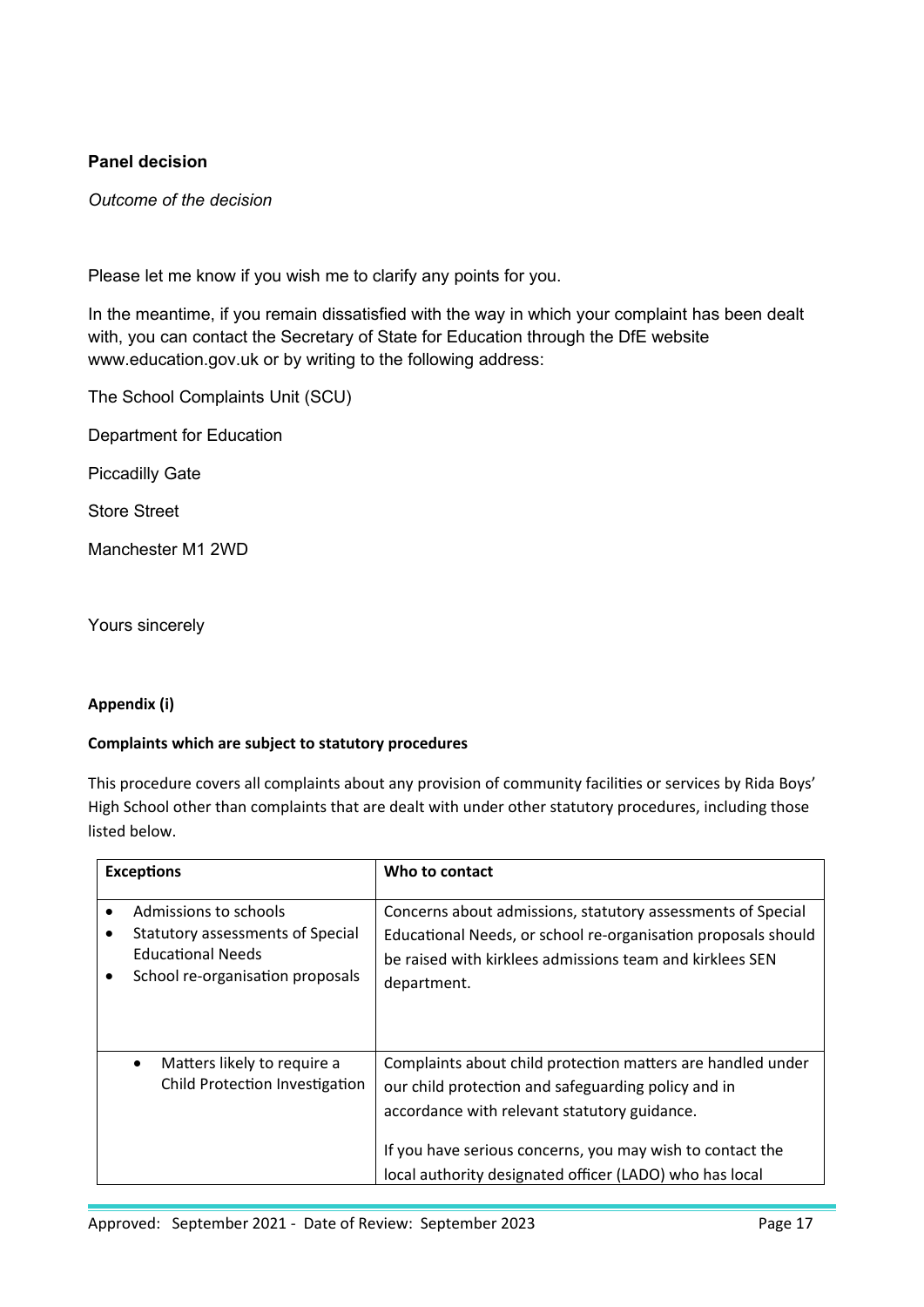**Panel decision**

*Outcome of the decision*

Please let me know if you wish me to clarify any points for you.

In the meantime, if you remain dissatisfied with the way in which your complaint has been dealt with, you can contact the Secretary of State for Education through the DfE website www.education.gov.uk or by writing to the following address:

The School Complaints Unit (SCU)

Department for Education

Piccadilly Gate

Store Street

Manchester M1 2WD

Yours sincerely

**Appendix (i)**

**Complaints which are subject to statutory procedures**

This procedure covers all complaints about any provision of community facilities or services by Rida Boys' High School other than complaints that are dealt with under other statutory procedures, including those listed below.

| Exceptions | Who to contact |
|---|---|
| • Admissions to schools<br>• Statutory assessments of Special Educational Needs<br>• School re-organisation proposals | Concerns about admissions, statutory assessments of Special Educational Needs, or school re-organisation proposals should be raised with kirklees admissions team and kirklees SEN department. |
| • Matters likely to require a Child Protection Investigation | Complaints about child protection matters are handled under our child protection and safeguarding policy and in accordance with relevant statutory guidance.<br><br>If you have serious concerns, you may wish to contact the local authority designated officer (LADO) who has local |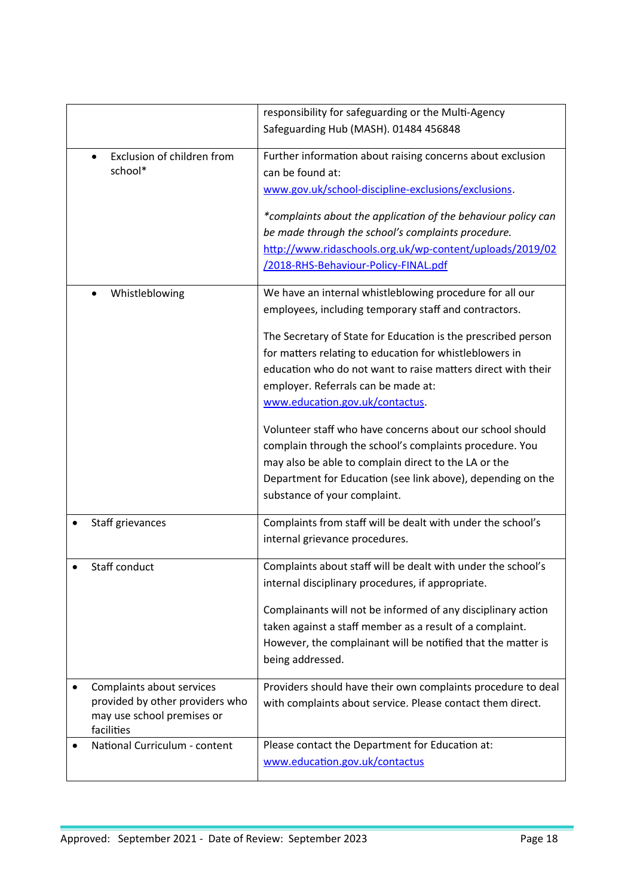| | |
|---|---|
| | responsibility for safeguarding or the Multi-Agency Safeguarding Hub (MASH). 01484 456848 |
| • Exclusion of children from school* | Further information about raising concerns about exclusion can be found at: [www.gov.uk/school-discipline-exclusions/exclusions](http://www.gov.uk/school-discipline-exclusions/exclusions).<br><br>*\*complaints about the application of the behaviour policy can be made through the school's complaints procedure.* [http://www.ridaschools.org.uk/wp-content/uploads/2019/02/2018-RHS-Behaviour-Policy-FINAL.pdf](http://www.ridaschools.org.uk/wp-content/uploads/2019/02/2018-RHS-Behaviour-Policy-FINAL.pdf) |
| • Whistleblowing | We have an internal whistleblowing procedure for all our employees, including temporary staff and contractors.<br><br>The Secretary of State for Education is the prescribed person for matters relating to education for whistleblowers in education who do not want to raise matters direct with their employer. Referrals can be made at: [www.education.gov.uk/contactus](http://www.education.gov.uk/contactus).<br><br>Volunteer staff who have concerns about our school should complain through the school's complaints procedure. You may also be able to complain direct to the LA or the Department for Education (see link above), depending on the substance of your complaint. |
| • Staff grievances | Complaints from staff will be dealt with under the school's internal grievance procedures. |
| • Staff conduct | Complaints about staff will be dealt with under the school's internal disciplinary procedures, if appropriate.<br><br>Complainants will not be informed of any disciplinary action taken against a staff member as a result of a complaint. However, the complainant will be notified that the matter is being addressed. |
| • Complaints about services provided by other providers who may use school premises or facilities | Providers should have their own complaints procedure to deal with complaints about service. Please contact them direct. |
| • National Curriculum - content | Please contact the Department for Education at: [www.education.gov.uk/contactus](http://www.education.gov.uk/contactus) |

Approved: September 2021 - Date of Review: September 2023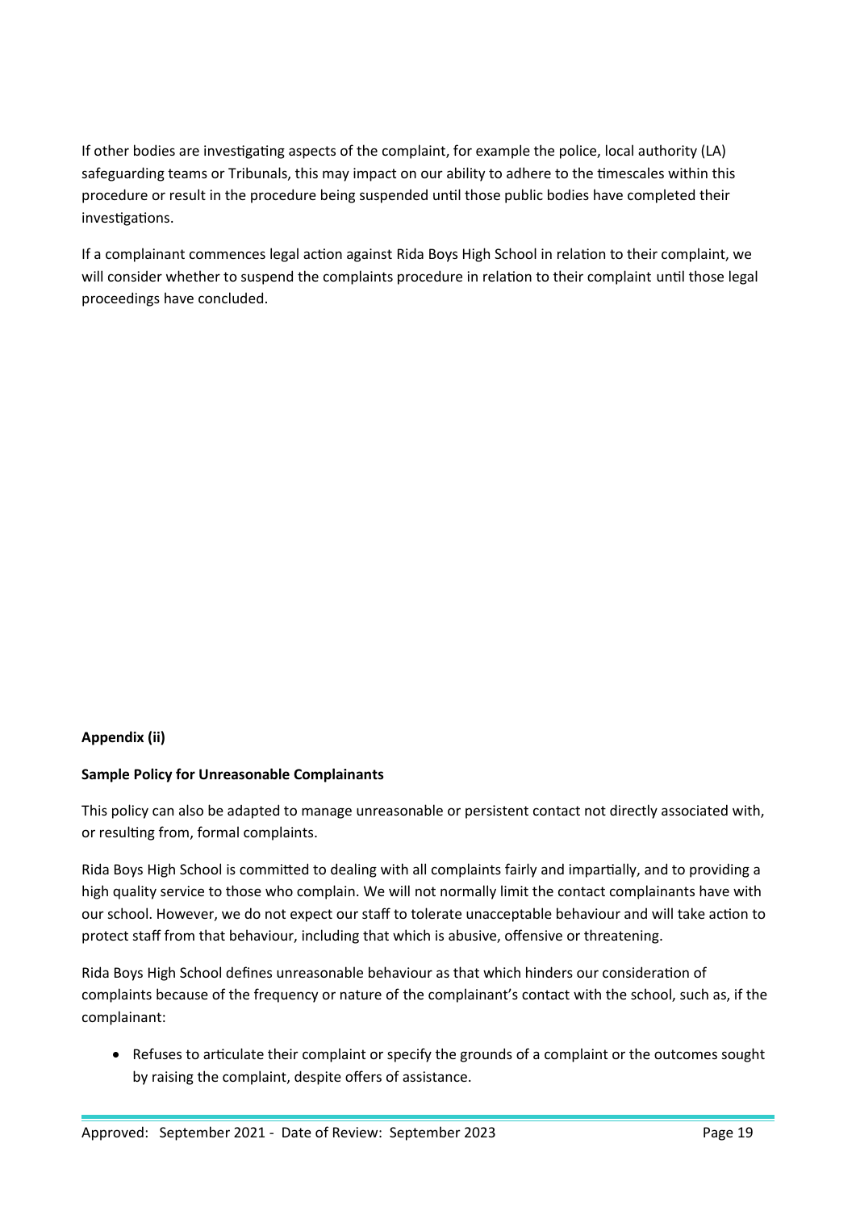If other bodies are investigating aspects of the complaint, for example the police, local authority (LA) safeguarding teams or Tribunals, this may impact on our ability to adhere to the timescales within this procedure or result in the procedure being suspended until those public bodies have completed their investigations.

If a complainant commences legal action against Rida Boys High School in relation to their complaint, we will consider whether to suspend the complaints procedure in relation to their complaint until those legal proceedings have concluded.

**Appendix (ii)**

**Sample Policy for Unreasonable Complainants**

This policy can also be adapted to manage unreasonable or persistent contact not directly associated with, or resulting from, formal complaints.

Rida Boys High School is committed to dealing with all complaints fairly and impartially, and to providing a high quality service to those who complain. We will not normally limit the contact complainants have with our school. However, we do not expect our staff to tolerate unacceptable behaviour and will take action to protect staff from that behaviour, including that which is abusive, offensive or threatening.

Rida Boys High School defines unreasonable behaviour as that which hinders our consideration of complaints because of the frequency or nature of the complainant's contact with the school, such as, if the complainant:

- Refuses to articulate their complaint or specify the grounds of a complaint or the outcomes sought by raising the complaint, despite offers of assistance.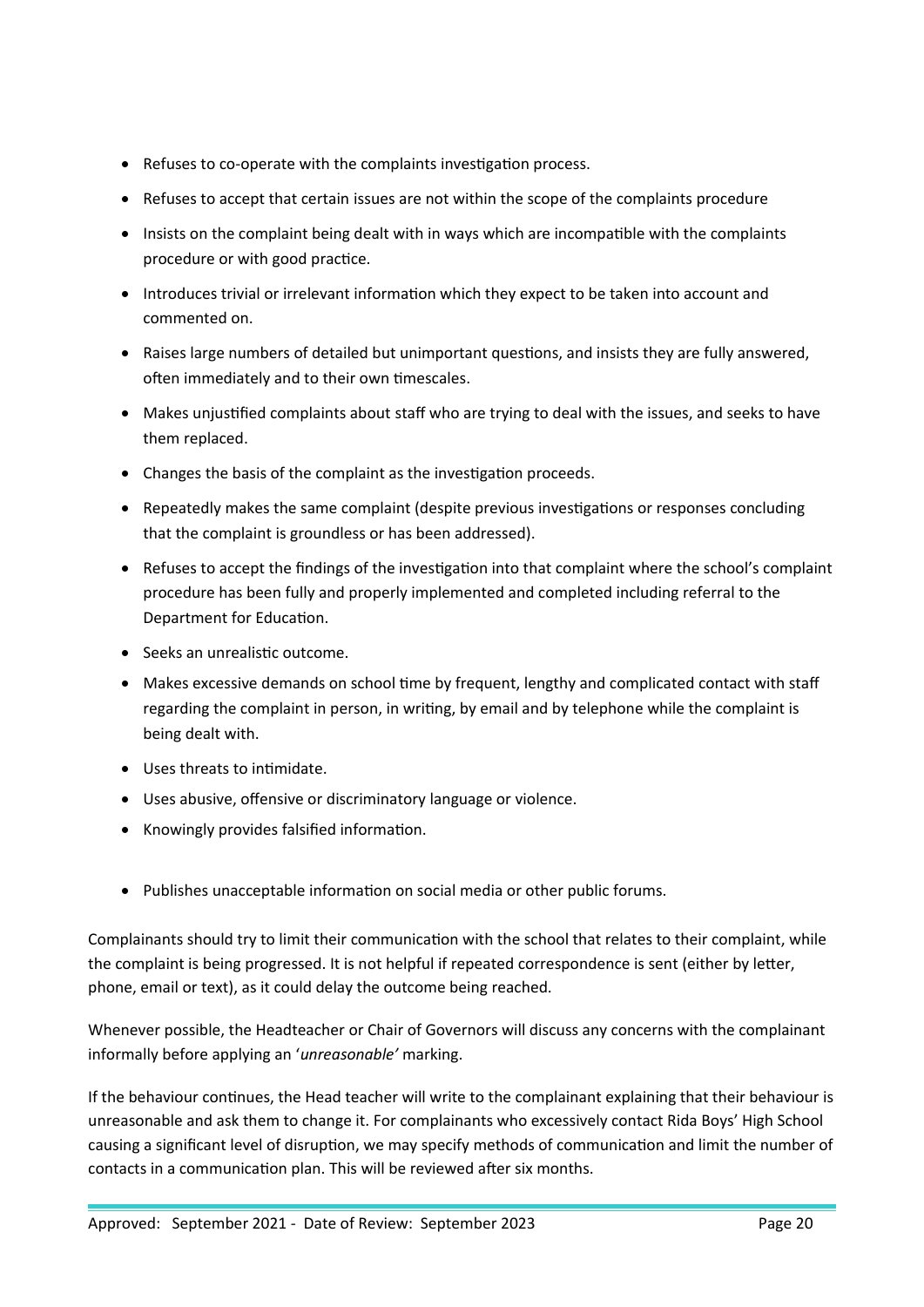- Refuses to co-operate with the complaints investigation process.
- Refuses to accept that certain issues are not within the scope of the complaints procedure
- Insists on the complaint being dealt with in ways which are incompatible with the complaints procedure or with good practice.
- Introduces trivial or irrelevant information which they expect to be taken into account and commented on.
- Raises large numbers of detailed but unimportant questions, and insists they are fully answered, often immediately and to their own timescales.
- Makes unjustified complaints about staff who are trying to deal with the issues, and seeks to have them replaced.
- Changes the basis of the complaint as the investigation proceeds.
- Repeatedly makes the same complaint (despite previous investigations or responses concluding that the complaint is groundless or has been addressed).
- Refuses to accept the findings of the investigation into that complaint where the school's complaint procedure has been fully and properly implemented and completed including referral to the Department for Education.
- Seeks an unrealistic outcome.
- Makes excessive demands on school time by frequent, lengthy and complicated contact with staff regarding the complaint in person, in writing, by email and by telephone while the complaint is being dealt with.
- Uses threats to intimidate.
- Uses abusive, offensive or discriminatory language or violence.
- Knowingly provides falsified information.
- Publishes unacceptable information on social media or other public forums.

Complainants should try to limit their communication with the school that relates to their complaint, while the complaint is being progressed. It is not helpful if repeated correspondence is sent (either by letter, phone, email or text), as it could delay the outcome being reached.

Whenever possible, the Headteacher or Chair of Governors will discuss any concerns with the complainant informally before applying an '*unreasonable'* marking.

If the behaviour continues, the Head teacher will write to the complainant explaining that their behaviour is unreasonable and ask them to change it. For complainants who excessively contact Rida Boys' High School causing a significant level of disruption, we may specify methods of communication and limit the number of contacts in a communication plan. This will be reviewed after six months.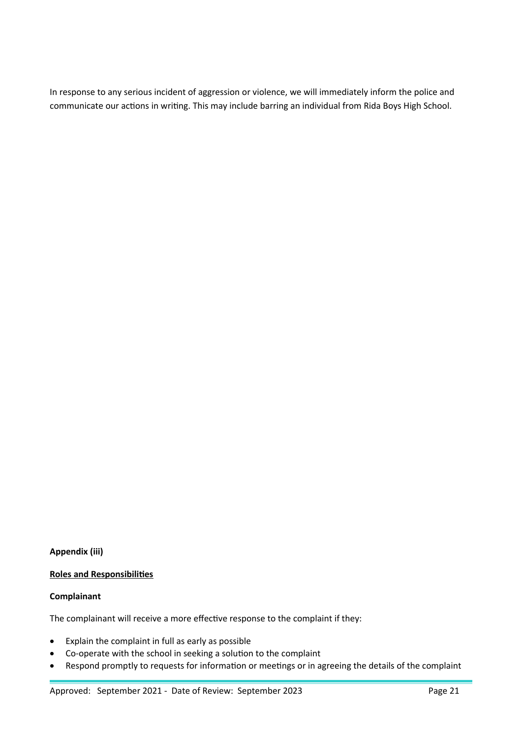In response to any serious incident of aggression or violence, we will immediately inform the police and communicate our actions in writing. This may include barring an individual from Rida Boys High School.

**Appendix (iii)**

**Roles and Responsibilities**

**Complainant**

The complainant will receive a more effective response to the complaint if they:

- Explain the complaint in full as early as possible
- Co-operate with the school in seeking a solution to the complaint
- Respond promptly to requests for information or meetings or in agreeing the details of the complaint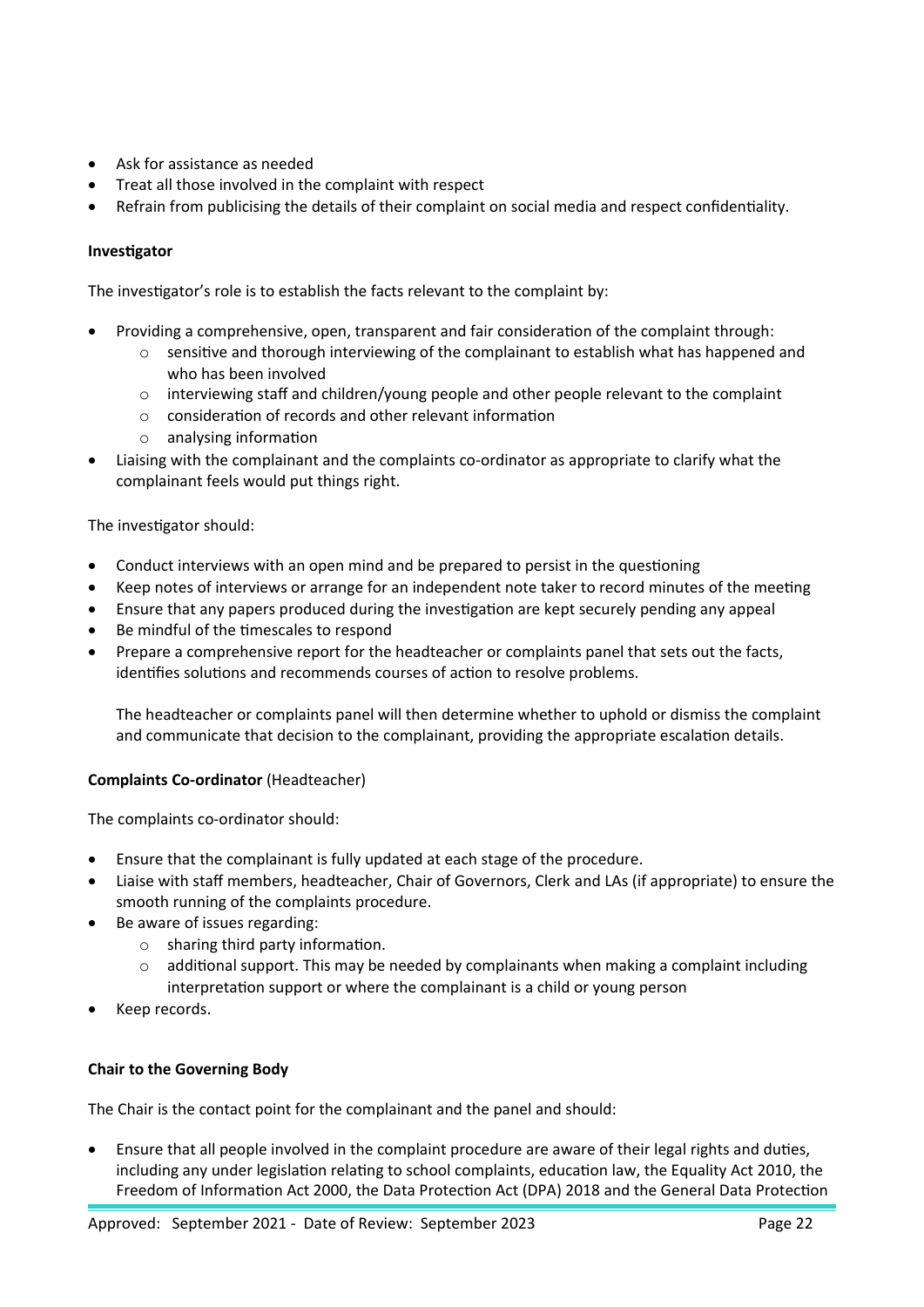- Ask for assistance as needed
- Treat all those involved in the complaint with respect
- Refrain from publicising the details of their complaint on social media and respect confidentiality.

**Investigator**

The investigator's role is to establish the facts relevant to the complaint by:

- Providing a comprehensive, open, transparent and fair consideration of the complaint through:
    - sensitive and thorough interviewing of the complainant to establish what has happened and who has been involved
    - interviewing staff and children/young people and other people relevant to the complaint
    - consideration of records and other relevant information
    - analysing information
- Liaising with the complainant and the complaints co-ordinator as appropriate to clarify what the complainant feels would put things right.

The investigator should:

- Conduct interviews with an open mind and be prepared to persist in the questioning
- Keep notes of interviews or arrange for an independent note taker to record minutes of the meeting
- Ensure that any papers produced during the investigation are kept securely pending any appeal
- Be mindful of the timescales to respond
- Prepare a comprehensive report for the headteacher or complaints panel that sets out the facts, identifies solutions and recommends courses of action to resolve problems.

    The headteacher or complaints panel will then determine whether to uphold or dismiss the complaint and communicate that decision to the complainant, providing the appropriate escalation details.

**Complaints Co-ordinator** (Headteacher)

The complaints co-ordinator should:

- Ensure that the complainant is fully updated at each stage of the procedure.
- Liaise with staff members, headteacher, Chair of Governors, Clerk and LAs (if appropriate) to ensure the smooth running of the complaints procedure.
- Be aware of issues regarding:
    - sharing third party information.
    - additional support. This may be needed by complainants when making a complaint including interpretation support or where the complainant is a child or young person
- Keep records.

**Chair to the Governing Body**

The Chair is the contact point for the complainant and the panel and should:

- Ensure that all people involved in the complaint procedure are aware of their legal rights and duties, including any under legislation relating to school complaints, education law, the Equality Act 2010, the Freedom of Information Act 2000, the Data Protection Act (DPA) 2018 and the General Data Protection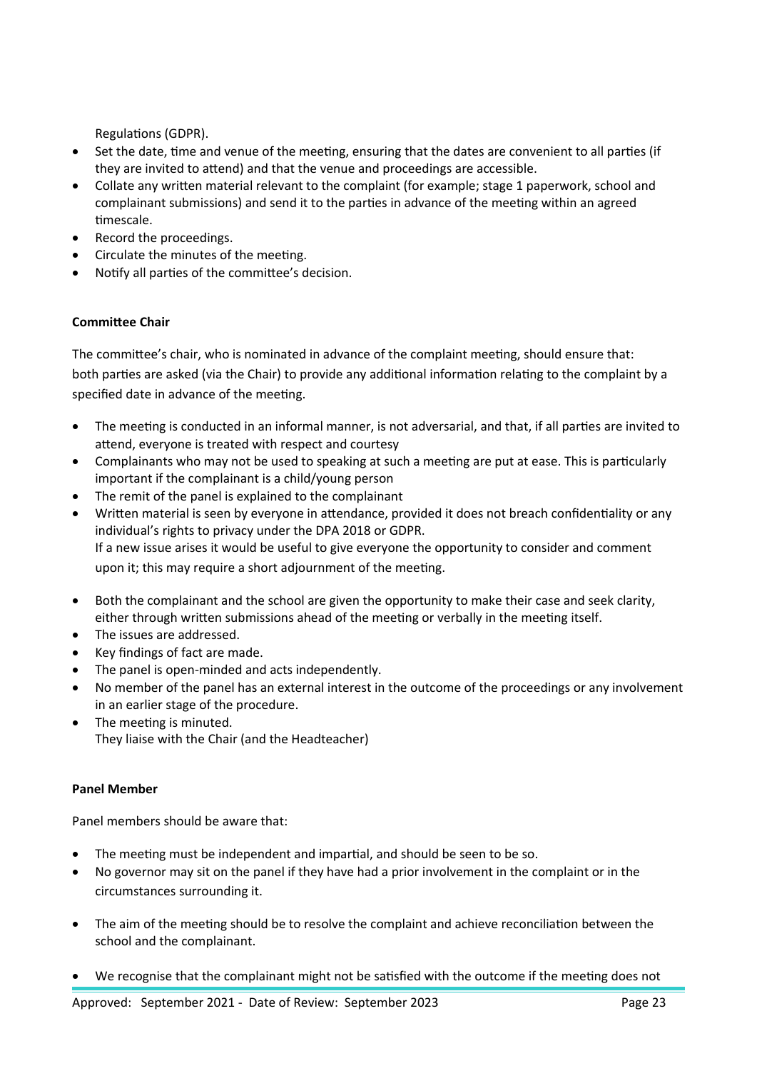Regulations (GDPR).

- Set the date, time and venue of the meeting, ensuring that the dates are convenient to all parties (if they are invited to attend) and that the venue and proceedings are accessible.
- Collate any written material relevant to the complaint (for example; stage 1 paperwork, school and complainant submissions) and send it to the parties in advance of the meeting within an agreed timescale.
- Record the proceedings.
- Circulate the minutes of the meeting.
- Notify all parties of the committee's decision.

**Committee Chair**

The committee's chair, who is nominated in advance of the complaint meeting, should ensure that: both parties are asked (via the Chair) to provide any additional information relating to the complaint by a specified date in advance of the meeting.

- The meeting is conducted in an informal manner, is not adversarial, and that, if all parties are invited to attend, everyone is treated with respect and courtesy
- Complainants who may not be used to speaking at such a meeting are put at ease. This is particularly important if the complainant is a child/young person
- The remit of the panel is explained to the complainant
- Written material is seen by everyone in attendance, provided it does not breach confidentiality or any individual's rights to privacy under the DPA 2018 or GDPR.
  If a new issue arises it would be useful to give everyone the opportunity to consider and comment upon it; this may require a short adjournment of the meeting.
- Both the complainant and the school are given the opportunity to make their case and seek clarity, either through written submissions ahead of the meeting or verbally in the meeting itself.
- The issues are addressed.
- Key findings of fact are made.
- The panel is open-minded and acts independently.
- No member of the panel has an external interest in the outcome of the proceedings or any involvement in an earlier stage of the procedure.
- The meeting is minuted.
  They liaise with the Chair (and the Headteacher)

**Panel Member**

Panel members should be aware that:

- The meeting must be independent and impartial, and should be seen to be so.
- No governor may sit on the panel if they have had a prior involvement in the complaint or in the circumstances surrounding it.
- The aim of the meeting should be to resolve the complaint and achieve reconciliation between the school and the complainant.
- We recognise that the complainant might not be satisfied with the outcome if the meeting does not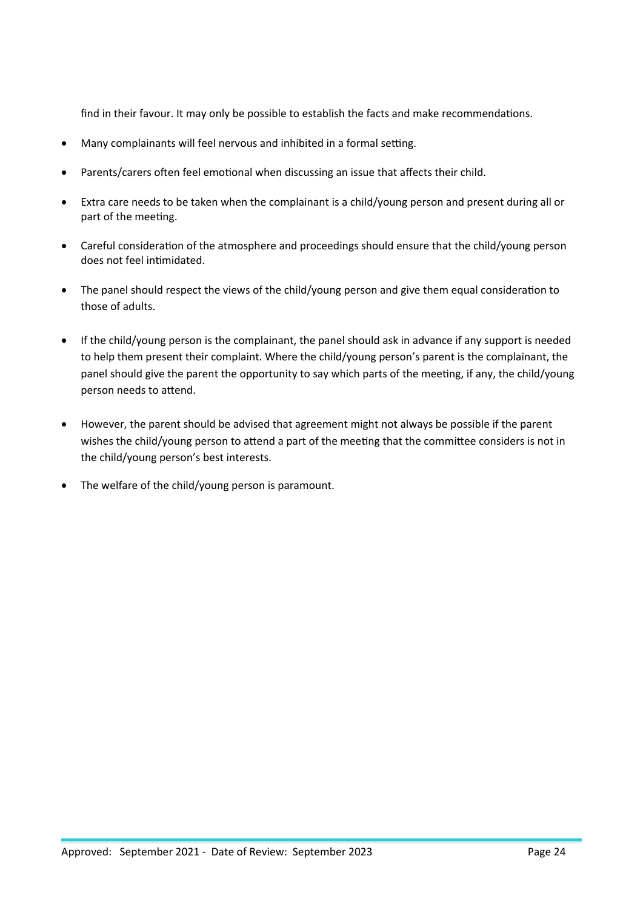find in their favour. It may only be possible to establish the facts and make recommendations.

- Many complainants will feel nervous and inhibited in a formal setting.
- Parents/carers often feel emotional when discussing an issue that affects their child.
- Extra care needs to be taken when the complainant is a child/young person and present during all or part of the meeting.
- Careful consideration of the atmosphere and proceedings should ensure that the child/young person does not feel intimidated.
- The panel should respect the views of the child/young person and give them equal consideration to those of adults.
- If the child/young person is the complainant, the panel should ask in advance if any support is needed to help them present their complaint. Where the child/young person's parent is the complainant, the panel should give the parent the opportunity to say which parts of the meeting, if any, the child/young person needs to attend.
- However, the parent should be advised that agreement might not always be possible if the parent wishes the child/young person to attend a part of the meeting that the committee considers is not in the child/young person's best interests.
- The welfare of the child/young person is paramount.